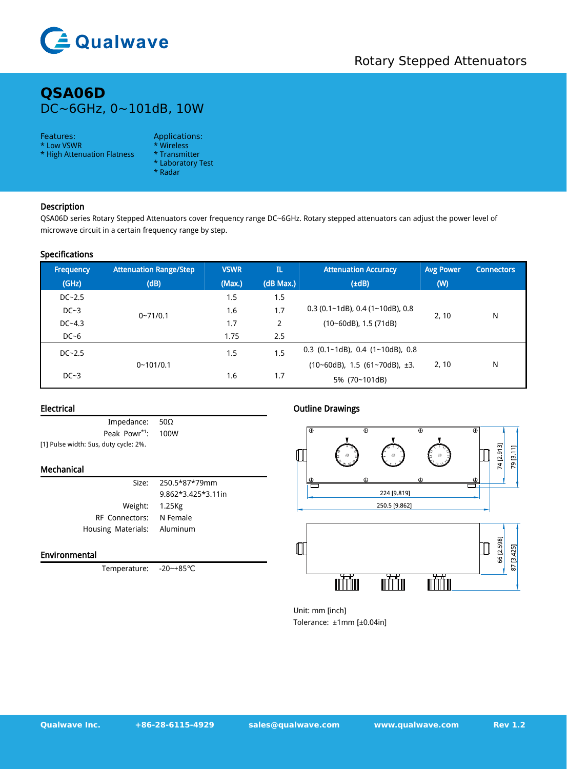Rotary Stepped Attenuators

# QSA06D

## DC~6GHz, 0~101dB, 10W

Features:
* Low VSWR
* High Attenuation Flatness

Applications:
* Wireless
* Transmitter
* Laboratory Test
* Radar

### Description

QSA06D series Rotary Stepped Attenuators cover frequency range DC~6GHz. Rotary stepped attenuators can adjust the power level of microwave circuit in a certain frequency range by step.

### Specifications

| Frequency (GHz) | Attenuation Range/Step (dB) | VSWR (Max.) | IL (dB Max.) | Attenuation Accuracy (±dB) | Avg Power (W) | Connectors |
|---|---|---|---|---|---|---|
| DC~2.5 | 0~71/0.1 | 1.5 | 1.5 | 0.3 (0.1~1dB), 0.4 (1~10dB), 0.8 (10~60dB), 1.5 (71dB) | 2, 10 | N |
| DC~3 | | 1.6 | 1.7 | | | |
| DC~4.3 | | 1.7 | 2 | | | |
| DC~6 | | 1.75 | 2.5 | | | |
| DC~2.5 | 0~101/0.1 | 1.5 | 1.5 | 0.3 (0.1~1dB), 0.4 (1~10dB), 0.8 (10~60dB), 1.5 (61~70dB), ±3.5% (70~101dB) | 2, 10 | N |
| DC~3 | | 1.6 | 1.7 | | | |

### Electrical

Impedance: 50Ω
Peak Powr[*1]: 100W

[1] Pulse width: 5us, duty cycle: 2%.

### Mechanical

Size: 250.5*87*79mm
9.862*3.425*3.11in
Weight: 1.25Kg
RF Connectors: N Female
Housing Materials: Aluminum

### Environmental

Temperature: -20~+85℃

### Outline Drawings

Unit: mm [inch]
Tolerance: ±1mm [±0.04in]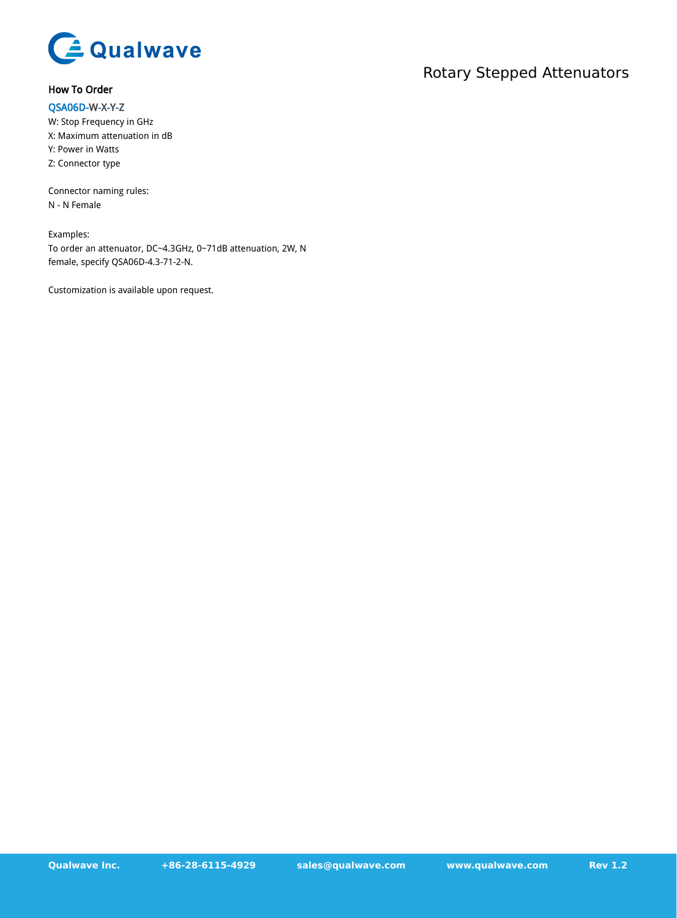## How To Order

QSA06D-W-X-Y-Z

W: Stop Frequency in GHz
X: Maximum attenuation in dB
Y: Power in Watts
Z: Connector type

Connector naming rules:
N - N Female

Examples:
To order an attenuator, DC~4.3GHz, 0~71dB attenuation, 2W, N female, specify QSA06D-4.3-71-2-N.

Customization is available upon request.